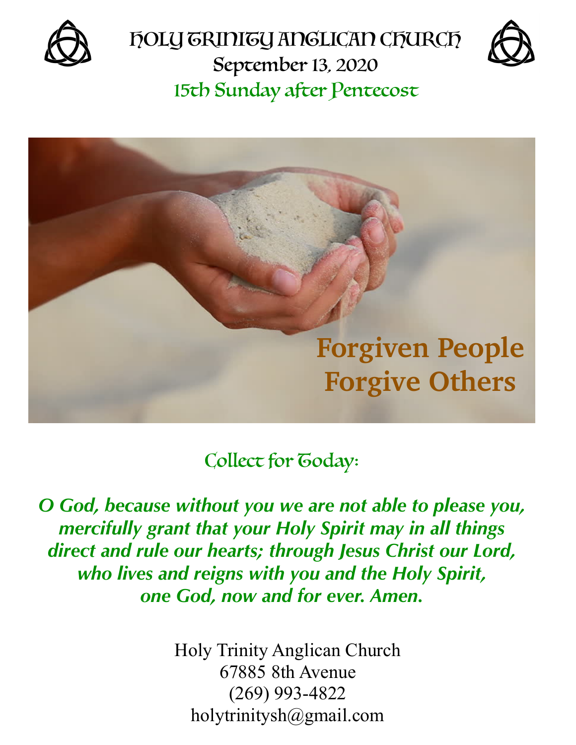# HOLY TRINITY ANGLICAN CHURCH

## September 13, 2020

### 15th Sunday after Pentecost

**Forgiven People Forgive Others**

### Collect for Today:

***O God, because without you we are not able to please you, mercifully grant that your Holy Spirit may in all things direct and rule our hearts; through Jesus Christ our Lord, who lives and reigns with you and the Holy Spirit, one God, now and for ever. Amen.***

Holy Trinity Anglican Church
67885 8th Avenue
(269) 993-4822
holytrinitysh@gmail.com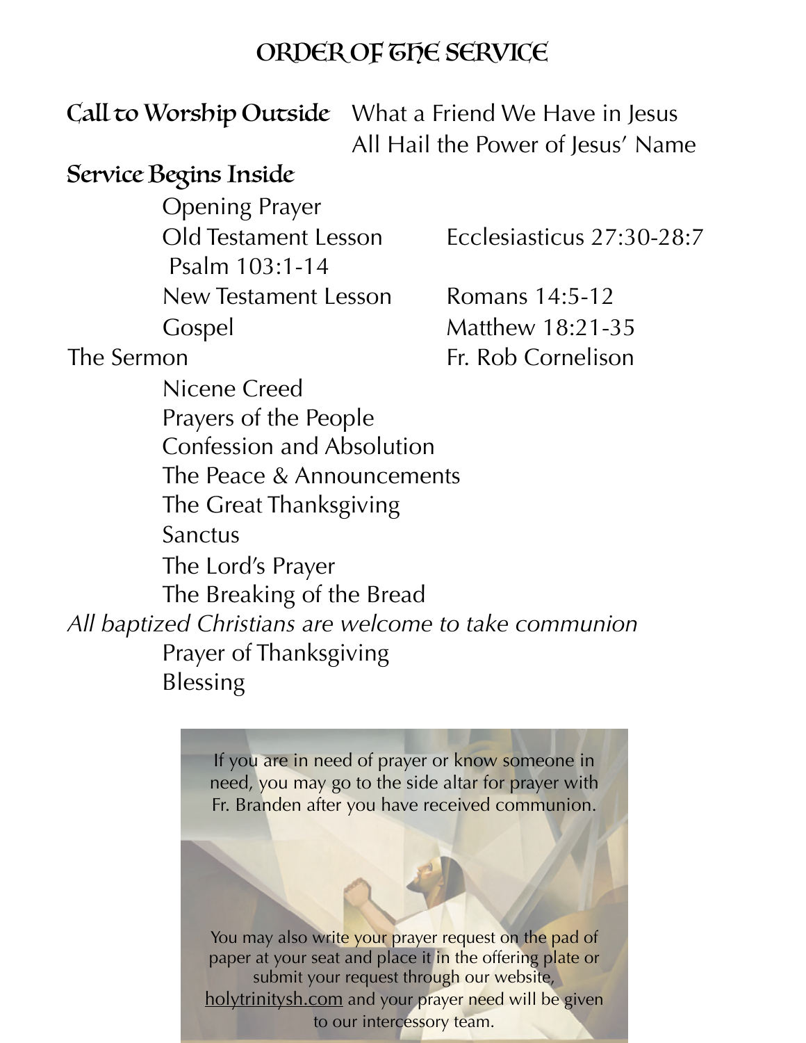# ORDER OF THE SERVICE

**Call to Worship Outside** What a Friend We Have in Jesus
All Hail the Power of Jesus' Name

**Service Begins Inside**

Opening Prayer
Old Testament Lesson Ecclesiasticus 27:30-28:7
Psalm 103:1-14
New Testament Lesson Romans 14:5-12
Gospel Matthew 18:21-35

The Sermon Fr. Rob Cornelison

Nicene Creed
Prayers of the People
Confession and Absolution
The Peace & Announcements
The Great Thanksgiving
Sanctus
The Lord's Prayer
The Breaking of the Bread

*All baptized Christians are welcome to take communion*

Prayer of Thanksgiving
Blessing

If you are in need of prayer or know someone in need, you may go to the side altar for prayer with Fr. Branden after you have received communion.

You may also write your prayer request on the pad of paper at your seat and place it in the offering plate or submit your request through our website, holytrinitysh.com and your prayer need will be given to our intercessory team.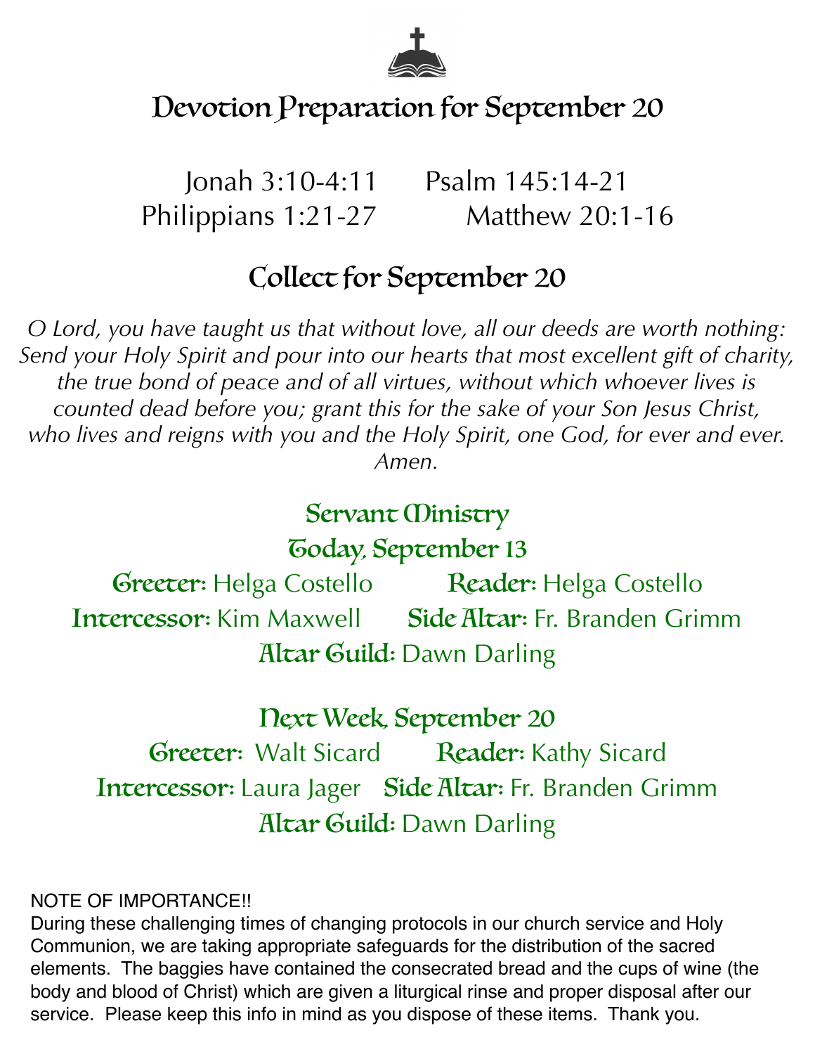# Devotion Preparation for September 20

Jonah 3:10-4:11 Psalm 145:14-21
Philippians 1:21-27 Matthew 20:1-16

## Collect for September 20

*O Lord, you have taught us that without love, all our deeds are worth nothing: Send your Holy Spirit and pour into our hearts that most excellent gift of charity, the true bond of peace and of all virtues, without which whoever lives is counted dead before you; grant this for the sake of your Son Jesus Christ, who lives and reigns with you and the Holy Spirit, one God, for ever and ever. Amen.*

## Servant Ministry

### Today, September 13

**Greeter:** Helga Costello **Reader:** Helga Costello
**Intercessor:** Kim Maxwell **Side Altar:** Fr. Branden Grimm
**Altar Guild:** Dawn Darling

### Next Week, September 20

**Greeter:** Walt Sicard **Reader:** Kathy Sicard
**Intercessor:** Laura Jager **Side Altar:** Fr. Branden Grimm
**Altar Guild:** Dawn Darling

NOTE OF IMPORTANCE!!
During these challenging times of changing protocols in our church service and Holy Communion, we are taking appropriate safeguards for the distribution of the sacred elements. The baggies have contained the consecrated bread and the cups of wine (the body and blood of Christ) which are given a liturgical rinse and proper disposal after our service. Please keep this info in mind as you dispose of these items. Thank you.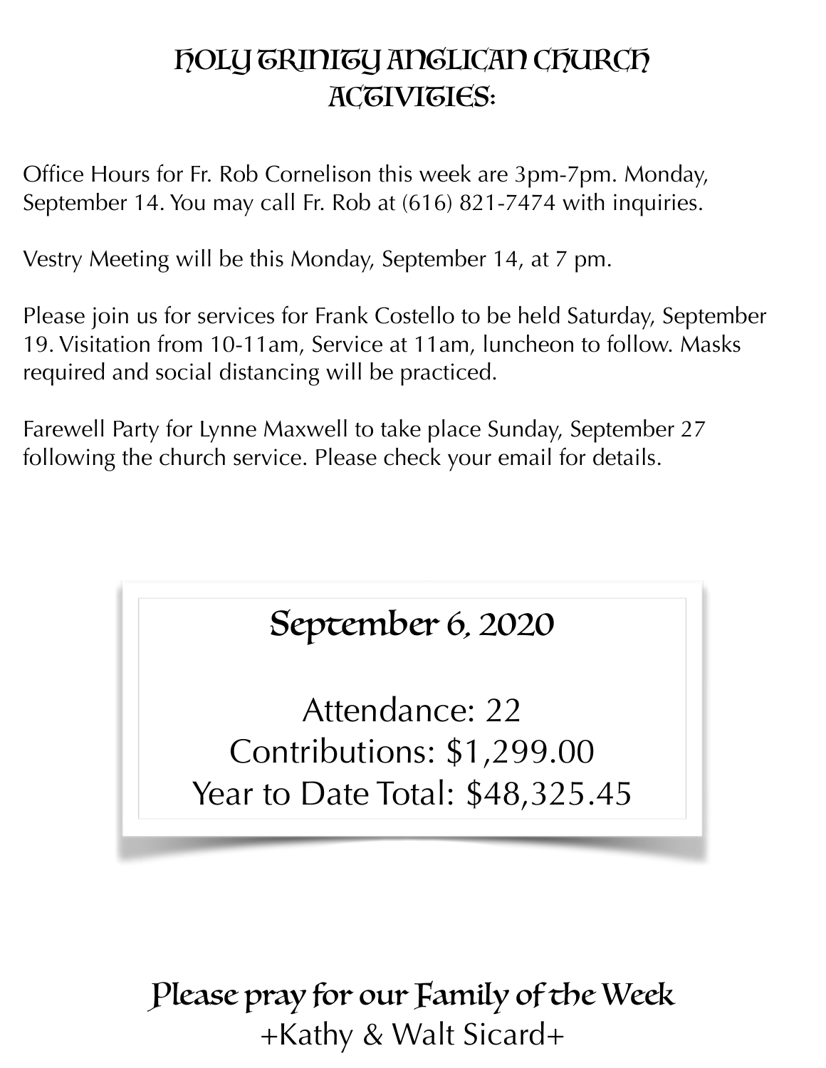# HOLY TRINITY ANGLICAN CHURCH ACTIVITIES:

Office Hours for Fr. Rob Cornelison this week are 3pm-7pm. Monday, September 14. You may call Fr. Rob at (616) 821-7474 with inquiries.

Vestry Meeting will be this Monday, September 14, at 7 pm.

Please join us for services for Frank Costello to be held Saturday, September 19. Visitation from 10-11am, Service at 11am, luncheon to follow. Masks required and social distancing will be practiced.

Farewell Party for Lynne Maxwell to take place Sunday, September 27 following the church service. Please check your email for details.

## September 6, 2020

Attendance: 22
Contributions: $1,299.00
Year to Date Total: $48,325.45

## Please pray for our Family of the Week

+Kathy & Walt Sicard+